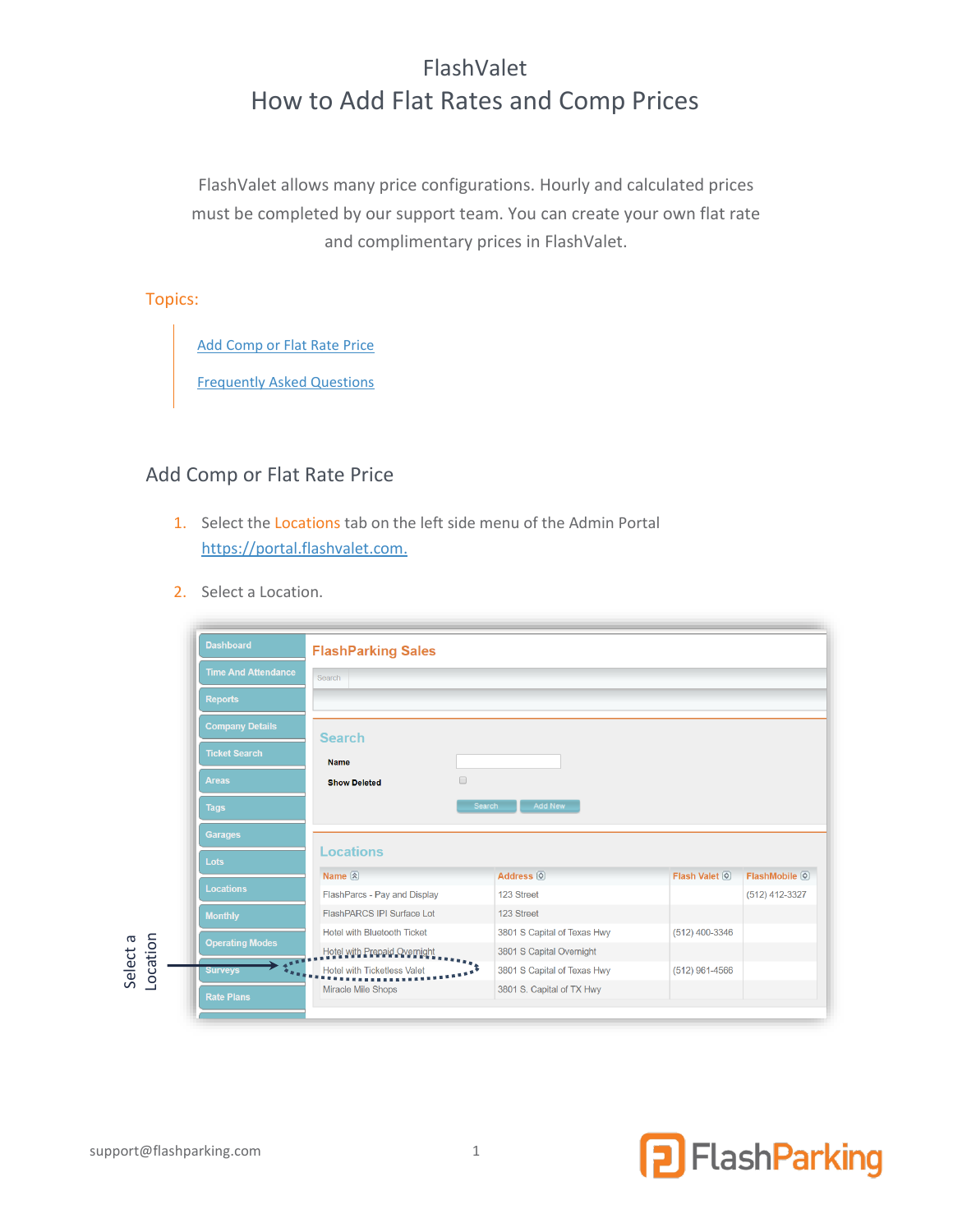# FlashValet
# How to Add Flat Rates and Comp Prices

FlashValet allows many price configurations. Hourly and calculated prices must be completed by our support team. You can create your own flat rate and complimentary prices in FlashValet.

## Topics:

- [Add Comp or Flat Rate Price](#add-comp-or-flat-rate-price)
- [Frequently Asked Questions](#frequently-asked-questions)

## Add Comp or Flat Rate Price

1. Select the Locations tab on the left side menu of the Admin Portal https://portal.flashvalet.com.

2. Select a Location.

Select a Location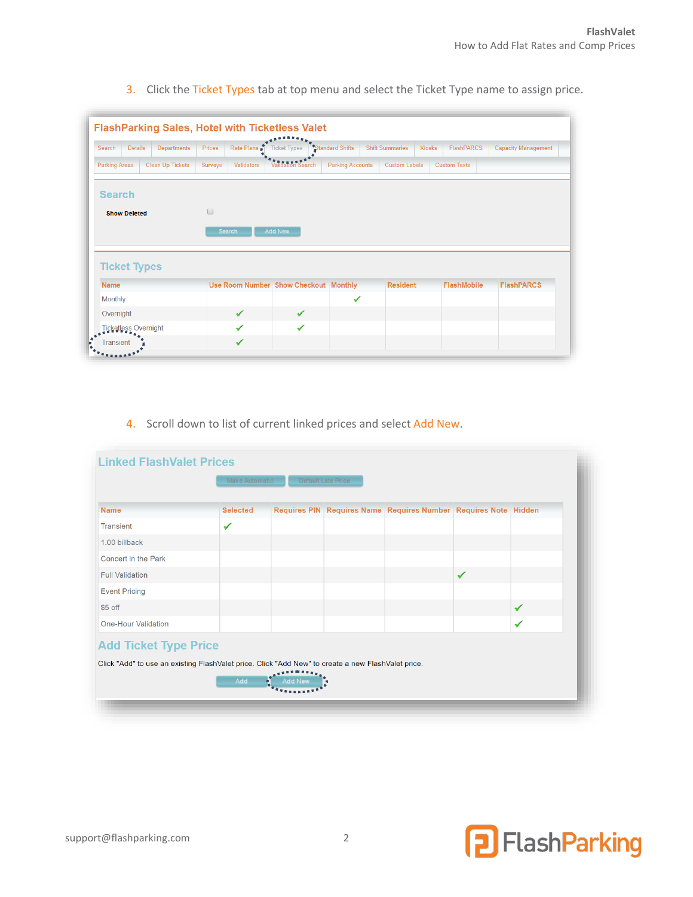3. Click the Ticket Types tab at top menu and select the Ticket Type name to assign price.

**FlashParking Sales, Hotel with Ticketless Valet**

Search | Details | Departments | Prices | Rate Plans | Ticket Types | Standard Shifts | Shift Summaries | Kiosks | FlashPARCS | Capacity Management

Parking Areas | Clean Up Tickets | Surveys | Validators | Validation Search | Parking Accounts | Custom Labels | Custom Texts

**Search**

Show Deleted

Search | Add New

**Ticket Types**

| Name | Use Room Number | Show Checkout | Monthly | Resident | FlashMobile | FlashPARCS |
|---|---|---|---|---|---|---|
| Monthly | | | ✓ | | | |
| Overnight | ✓ | ✓ | | | | |
| Ticketless Overnight | ✓ | ✓ | | | | |
| Transient | ✓ | | | | | |

4. Scroll down to list of current linked prices and select Add New.

**Linked FlashValet Prices**

Make Automatic | Default Late Price

| Name | Selected | Requires PIN | Requires Name | Requires Number | Requires Note | Hidden |
|---|---|---|---|---|---|---|
| Transient | ✓ | | | | | |
| 1.00 billback | | | | | | |
| Concert in the Park | | | | | | |
| Full Validation | | | | | ✓ | |
| Event Pricing | | | | | | |
| $5 off | | | | | | ✓ |
| One-Hour Validation | | | | | | ✓ |

**Add Ticket Type Price**

Click "Add" to use an existing FlashValet price. Click "Add New" to create a new FlashValet price.

Add | Add New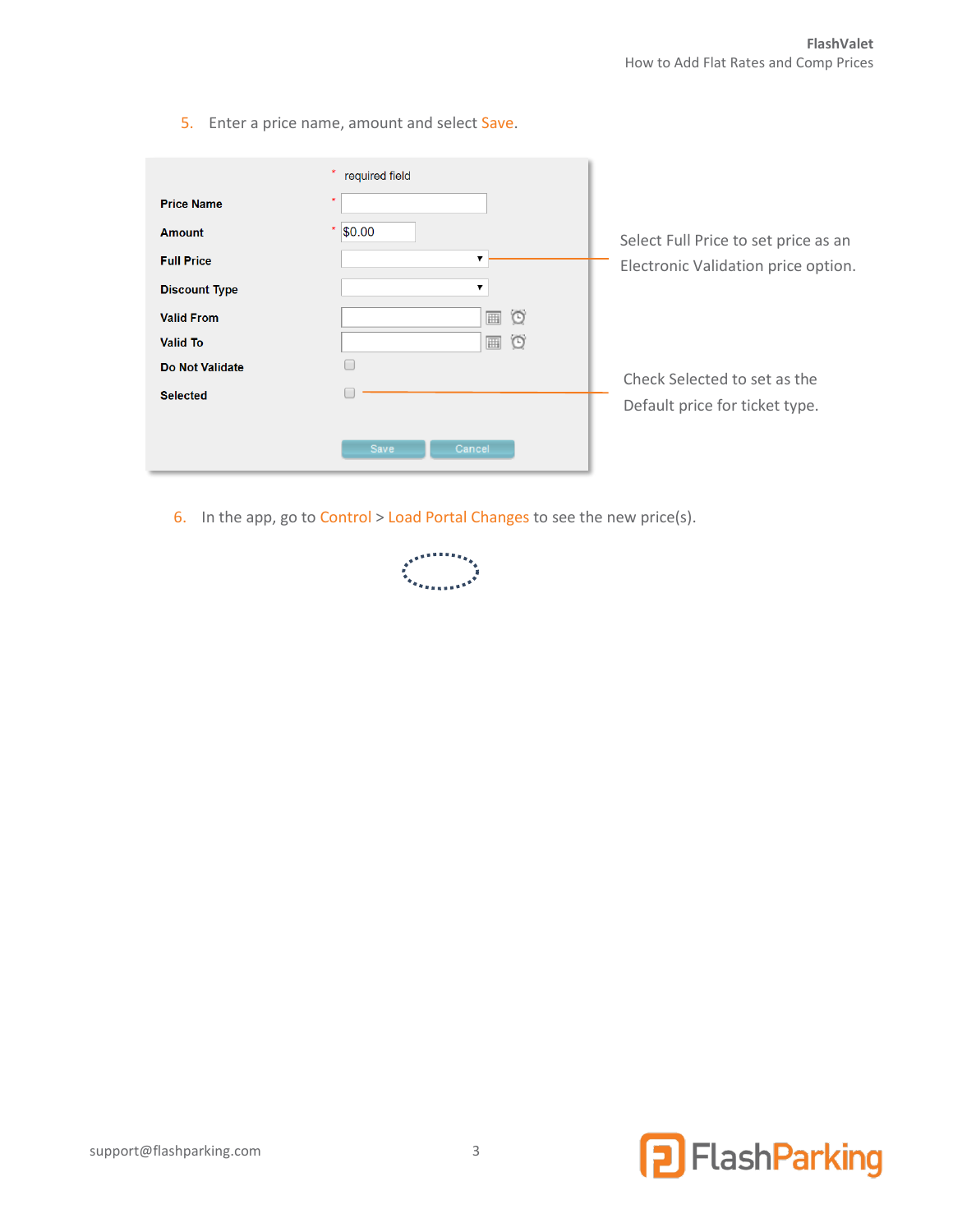5. Enter a price name, amount and select Save.

\* required field

| Field | Value |
|---|---|
| Price Name \* | |
| Amount \* | $0.00 |
| Full Price | |
| Discount Type | |
| Valid From | |
| Valid To | |
| Do Not Validate | ☐ |
| Selected | ☐ |

Save Cancel

Select Full Price to set price as an Electronic Validation price option.

Check Selected to set as the Default price for ticket type.

6. In the app, go to Control > Load Portal Changes to see the new price(s).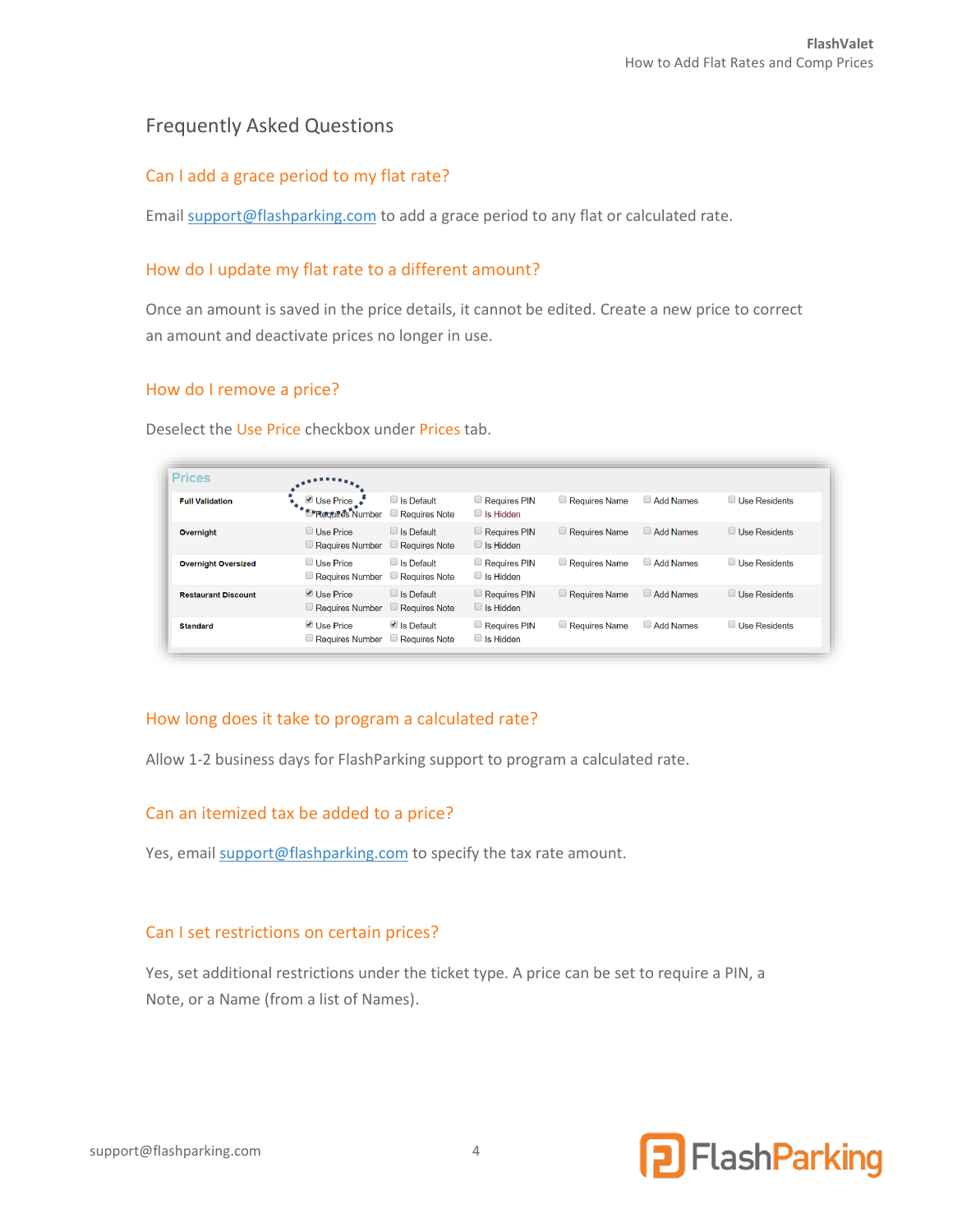## Frequently Asked Questions

### Can I add a grace period to my flat rate?

Email support@flashparking.com to add a grace period to any flat or calculated rate.

### How do I update my flat rate to a different amount?

Once an amount is saved in the price details, it cannot be edited. Create a new price to correct an amount and deactivate prices no longer in use.

### How do I remove a price?

Deselect the Use Price checkbox under Prices tab.

**Prices**

| | | | | | | | | | |
|---|---|---|---|---|---|---|---|---|---|
| **Full Validation** | ☑ Use Price | ☐ Requires Number | ☐ Is Default | ☐ Requires Note | ☐ Requires PIN | ☐ Is Hidden | ☐ Requires Name | ☐ Add Names | ☐ Use Residents |
| **Overnight** | ☐ Use Price | ☐ Requires Number | ☐ Is Default | ☐ Requires Note | ☐ Requires PIN | ☐ Is Hidden | ☐ Requires Name | ☐ Add Names | ☐ Use Residents |
| **Overnight Oversized** | ☐ Use Price | ☐ Requires Number | ☐ Is Default | ☐ Requires Note | ☐ Requires PIN | ☐ Is Hidden | ☐ Requires Name | ☐ Add Names | ☐ Use Residents |
| **Restaurant Discount** | ☑ Use Price | ☐ Requires Number | ☐ Is Default | ☐ Requires Note | ☐ Requires PIN | ☐ Is Hidden | ☐ Requires Name | ☐ Add Names | ☐ Use Residents |
| **Standard** | ☑ Use Price | ☐ Requires Number | ☑ Is Default | ☐ Requires Note | ☐ Requires PIN | ☐ Is Hidden | ☐ Requires Name | ☐ Add Names | ☐ Use Residents |

### How long does it take to program a calculated rate?

Allow 1-2 business days for FlashParking support to program a calculated rate.

### Can an itemized tax be added to a price?

Yes, email support@flashparking.com to specify the tax rate amount.

### Can I set restrictions on certain prices?

Yes, set additional restrictions under the ticket type. A price can be set to require a PIN, a Note, or a Name (from a list of Names).